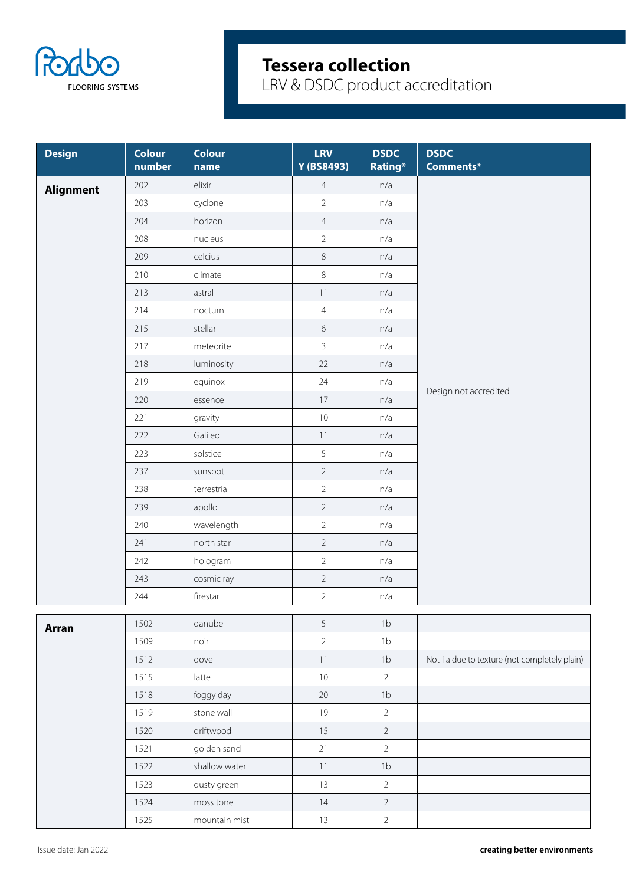# Tessera collection

LRV & DSDC product accreditation

| Design | Colour number | Colour name | LRV Y (BS8493) | DSDC Rating* | DSDC Comments* |
|---|---|---|---|---|---|
| **Alignment** | 202 | elixir | 4 | n/a | Design not accredited |
| | 203 | cyclone | 2 | n/a | |
| | 204 | horizon | 4 | n/a | |
| | 208 | nucleus | 2 | n/a | |
| | 209 | celcius | 8 | n/a | |
| | 210 | climate | 8 | n/a | |
| | 213 | astral | 11 | n/a | |
| | 214 | nocturn | 4 | n/a | |
| | 215 | stellar | 6 | n/a | |
| | 217 | meteorite | 3 | n/a | |
| | 218 | luminosity | 22 | n/a | |
| | 219 | equinox | 24 | n/a | |
| | 220 | essence | 17 | n/a | |
| | 221 | gravity | 10 | n/a | |
| | 222 | Galileo | 11 | n/a | |
| | 223 | solstice | 5 | n/a | |
| | 237 | sunspot | 2 | n/a | |
| | 238 | terrestrial | 2 | n/a | |
| | 239 | apollo | 2 | n/a | |
| | 240 | wavelength | 2 | n/a | |
| | 241 | north star | 2 | n/a | |
| | 242 | hologram | 2 | n/a | |
| | 243 | cosmic ray | 2 | n/a | |
| | 244 | firestar | 2 | n/a | |
| **Arran** | 1502 | danube | 5 | 1b | |
| | 1509 | noir | 2 | 1b | |
| | 1512 | dove | 11 | 1b | Not 1a due to texture (not completely plain) |
| | 1515 | latte | 10 | 2 | |
| | 1518 | foggy day | 20 | 1b | |
| | 1519 | stone wall | 19 | 2 | |
| | 1520 | driftwood | 15 | 2 | |
| | 1521 | golden sand | 21 | 2 | |
| | 1522 | shallow water | 11 | 1b | |
| | 1523 | dusty green | 13 | 2 | |
| | 1524 | moss tone | 14 | 2 | |
| | 1525 | mountain mist | 13 | 2 | |

Issue date: Jan 2022

**creating better environments**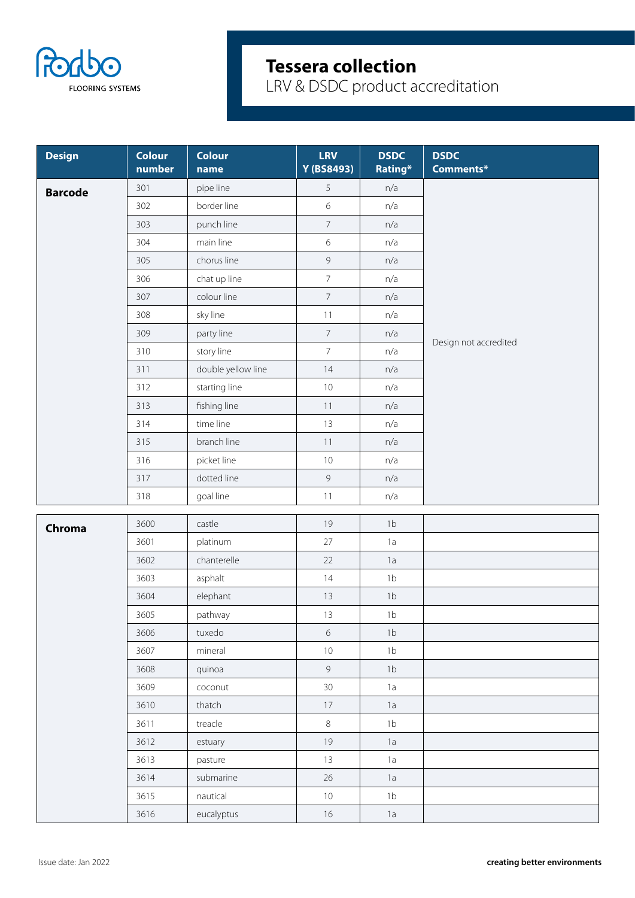# Tessera collection

LRV & DSDC product accreditation

| Design | Colour number | Colour name | LRV Y (BS8493) | DSDC Rating* | DSDC Comments* |
|---|---|---|---|---|---|
| **Barcode** | 301 | pipe line | 5 | n/a | Design not accredited |
| | 302 | border line | 6 | n/a | |
| | 303 | punch line | 7 | n/a | |
| | 304 | main line | 6 | n/a | |
| | 305 | chorus line | 9 | n/a | |
| | 306 | chat up line | 7 | n/a | |
| | 307 | colour line | 7 | n/a | |
| | 308 | sky line | 11 | n/a | |
| | 309 | party line | 7 | n/a | |
| | 310 | story line | 7 | n/a | |
| | 311 | double yellow line | 14 | n/a | |
| | 312 | starting line | 10 | n/a | |
| | 313 | fishing line | 11 | n/a | |
| | 314 | time line | 13 | n/a | |
| | 315 | branch line | 11 | n/a | |
| | 316 | picket line | 10 | n/a | |
| | 317 | dotted line | 9 | n/a | |
| | 318 | goal line | 11 | n/a | |
| **Chroma** | 3600 | castle | 19 | 1b | |
| | 3601 | platinum | 27 | 1a | |
| | 3602 | chanterelle | 22 | 1a | |
| | 3603 | asphalt | 14 | 1b | |
| | 3604 | elephant | 13 | 1b | |
| | 3605 | pathway | 13 | 1b | |
| | 3606 | tuxedo | 6 | 1b | |
| | 3607 | mineral | 10 | 1b | |
| | 3608 | quinoa | 9 | 1b | |
| | 3609 | coconut | 30 | 1a | |
| | 3610 | thatch | 17 | 1a | |
| | 3611 | treacle | 8 | 1b | |
| | 3612 | estuary | 19 | 1a | |
| | 3613 | pasture | 13 | 1a | |
| | 3614 | submarine | 26 | 1a | |
| | 3615 | nautical | 10 | 1b | |
| | 3616 | eucalyptus | 16 | 1a | |

Issue date: Jan 2022

**creating better environments**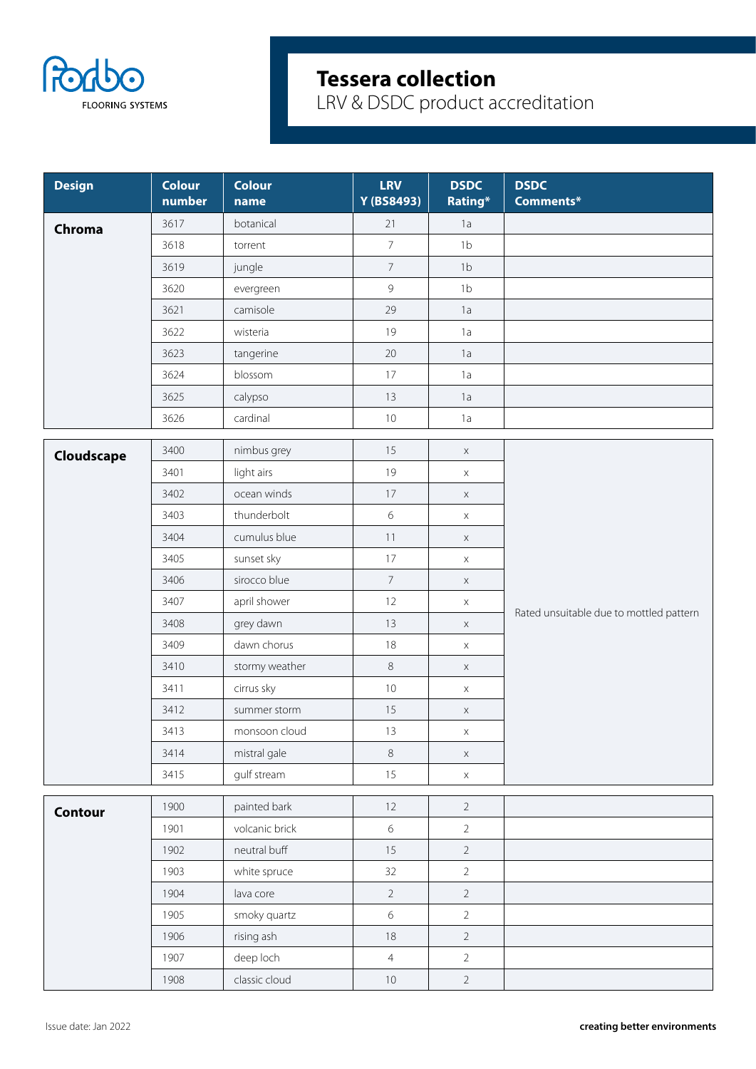# Tessera collection

LRV & DSDC product accreditation

| Design | Colour number | Colour name | LRV Y (BS8493) | DSDC Rating* | DSDC Comments* |
|---|---|---|---|---|---|
| **Chroma** | 3617 | botanical | 21 | 1a | |
| | 3618 | torrent | 7 | 1b | |
| | 3619 | jungle | 7 | 1b | |
| | 3620 | evergreen | 9 | 1b | |
| | 3621 | camisole | 29 | 1a | |
| | 3622 | wisteria | 19 | 1a | |
| | 3623 | tangerine | 20 | 1a | |
| | 3624 | blossom | 17 | 1a | |
| | 3625 | calypso | 13 | 1a | |
| | 3626 | cardinal | 10 | 1a | |
| **Cloudscape** | 3400 | nimbus grey | 15 | x | Rated unsuitable due to mottled pattern |
| | 3401 | light airs | 19 | x | |
| | 3402 | ocean winds | 17 | x | |
| | 3403 | thunderbolt | 6 | x | |
| | 3404 | cumulus blue | 11 | x | |
| | 3405 | sunset sky | 17 | x | |
| | 3406 | sirocco blue | 7 | x | |
| | 3407 | april shower | 12 | x | |
| | 3408 | grey dawn | 13 | x | |
| | 3409 | dawn chorus | 18 | x | |
| | 3410 | stormy weather | 8 | x | |
| | 3411 | cirrus sky | 10 | x | |
| | 3412 | summer storm | 15 | x | |
| | 3413 | monsoon cloud | 13 | x | |
| | 3414 | mistral gale | 8 | x | |
| | 3415 | gulf stream | 15 | x | |
| **Contour** | 1900 | painted bark | 12 | 2 | |
| | 1901 | volcanic brick | 6 | 2 | |
| | 1902 | neutral buff | 15 | 2 | |
| | 1903 | white spruce | 32 | 2 | |
| | 1904 | lava core | 2 | 2 | |
| | 1905 | smoky quartz | 6 | 2 | |
| | 1906 | rising ash | 18 | 2 | |
| | 1907 | deep loch | 4 | 2 | |
| | 1908 | classic cloud | 10 | 2 | |

Issue date: Jan 2022

**creating better environments**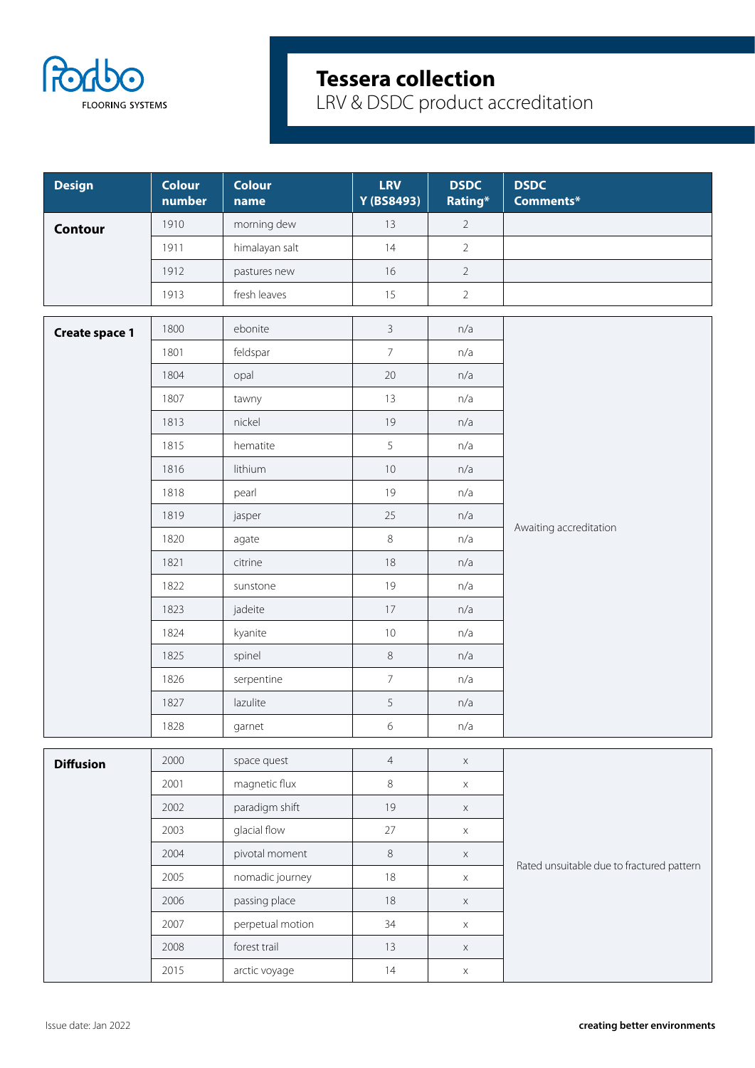# Tessera collection

LRV & DSDC product accreditation

| Design | Colour number | Colour name | LRV Y (BS8493) | DSDC Rating* | DSDC Comments* |
|---|---|---|---|---|---|
| **Contour** | 1910 | morning dew | 13 | 2 | |
| | 1911 | himalayan salt | 14 | 2 | |
| | 1912 | pastures new | 16 | 2 | |
| | 1913 | fresh leaves | 15 | 2 | |
| **Create space 1** | 1800 | ebonite | 3 | n/a | Awaiting accreditation |
| | 1801 | feldspar | 7 | n/a | |
| | 1804 | opal | 20 | n/a | |
| | 1807 | tawny | 13 | n/a | |
| | 1813 | nickel | 19 | n/a | |
| | 1815 | hematite | 5 | n/a | |
| | 1816 | lithium | 10 | n/a | |
| | 1818 | pearl | 19 | n/a | |
| | 1819 | jasper | 25 | n/a | |
| | 1820 | agate | 8 | n/a | |
| | 1821 | citrine | 18 | n/a | |
| | 1822 | sunstone | 19 | n/a | |
| | 1823 | jadeite | 17 | n/a | |
| | 1824 | kyanite | 10 | n/a | |
| | 1825 | spinel | 8 | n/a | |
| | 1826 | serpentine | 7 | n/a | |
| | 1827 | lazulite | 5 | n/a | |
| | 1828 | garnet | 6 | n/a | |
| **Diffusion** | 2000 | space quest | 4 | x | Rated unsuitable due to fractured pattern |
| | 2001 | magnetic flux | 8 | x | |
| | 2002 | paradigm shift | 19 | x | |
| | 2003 | glacial flow | 27 | x | |
| | 2004 | pivotal moment | 8 | x | |
| | 2005 | nomadic journey | 18 | x | |
| | 2006 | passing place | 18 | x | |
| | 2007 | perpetual motion | 34 | x | |
| | 2008 | forest trail | 13 | x | |
| | 2015 | arctic voyage | 14 | x | |

Issue date: Jan 2022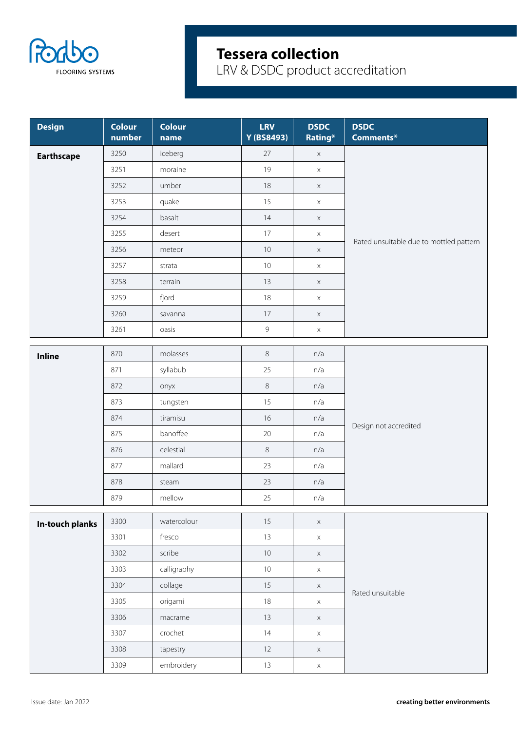# Tessera collection

LRV & DSDC product accreditation

| Design | Colour number | Colour name | LRV Y (BS8493) | DSDC Rating* | DSDC Comments* |
|---|---|---|---|---|---|
| **Earthscape** | 3250 | iceberg | 27 | x | Rated unsuitable due to mottled pattern |
| | 3251 | moraine | 19 | x | |
| | 3252 | umber | 18 | x | |
| | 3253 | quake | 15 | x | |
| | 3254 | basalt | 14 | x | |
| | 3255 | desert | 17 | x | |
| | 3256 | meteor | 10 | x | |
| | 3257 | strata | 10 | x | |
| | 3258 | terrain | 13 | x | |
| | 3259 | fjord | 18 | x | |
| | 3260 | savanna | 17 | x | |
| | 3261 | oasis | 9 | x | |
| **Inline** | 870 | molasses | 8 | n/a | Design not accredited |
| | 871 | syllabub | 25 | n/a | |
| | 872 | onyx | 8 | n/a | |
| | 873 | tungsten | 15 | n/a | |
| | 874 | tiramisu | 16 | n/a | |
| | 875 | banoffee | 20 | n/a | |
| | 876 | celestial | 8 | n/a | |
| | 877 | mallard | 23 | n/a | |
| | 878 | steam | 23 | n/a | |
| | 879 | mellow | 25 | n/a | |
| **In-touch planks** | 3300 | watercolour | 15 | x | Rated unsuitable |
| | 3301 | fresco | 13 | x | |
| | 3302 | scribe | 10 | x | |
| | 3303 | calligraphy | 10 | x | |
| | 3304 | collage | 15 | x | |
| | 3305 | origami | 18 | x | |
| | 3306 | macrame | 13 | x | |
| | 3307 | crochet | 14 | x | |
| | 3308 | tapestry | 12 | x | |
| | 3309 | embroidery | 13 | x | |

Issue date: Jan 2022

**creating better environments**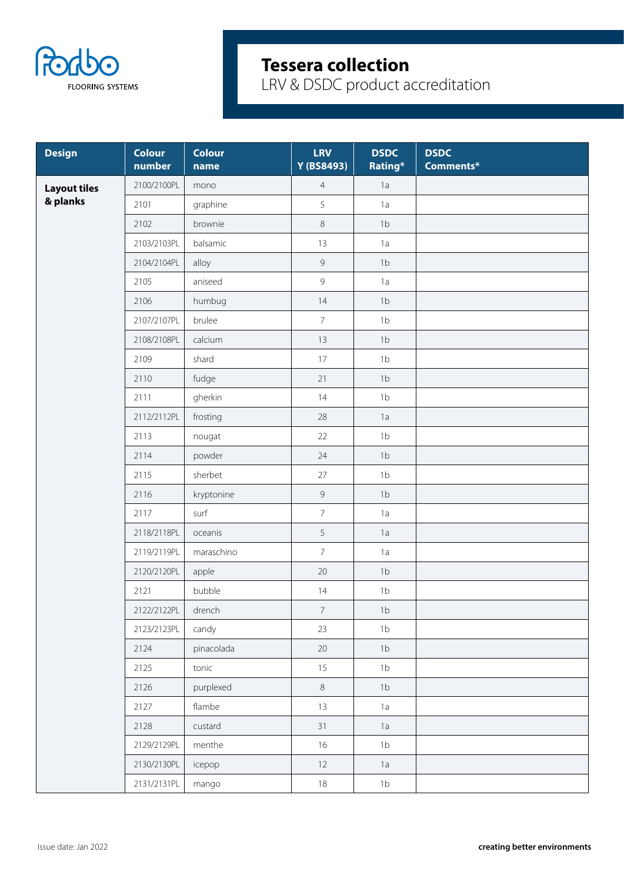# Tessera collection

LRV & DSDC product accreditation

| Design | Colour number | Colour name | LRV Y (BS8493) | DSDC Rating* | DSDC Comments* |
|---|---|---|---|---|---|
| **Layout tiles & planks** | 2100/2100PL | mono | 4 | 1a | |
| | 2101 | graphine | 5 | 1a | |
| | 2102 | brownie | 8 | 1b | |
| | 2103/2103PL | balsamic | 13 | 1a | |
| | 2104/2104PL | alloy | 9 | 1b | |
| | 2105 | aniseed | 9 | 1a | |
| | 2106 | humbug | 14 | 1b | |
| | 2107/2107PL | brulee | 7 | 1b | |
| | 2108/2108PL | calcium | 13 | 1b | |
| | 2109 | shard | 17 | 1b | |
| | 2110 | fudge | 21 | 1b | |
| | 2111 | gherkin | 14 | 1b | |
| | 2112/2112PL | frosting | 28 | 1a | |
| | 2113 | nougat | 22 | 1b | |
| | 2114 | powder | 24 | 1b | |
| | 2115 | sherbet | 27 | 1b | |
| | 2116 | kryptonine | 9 | 1b | |
| | 2117 | surf | 7 | 1a | |
| | 2118/2118PL | oceanis | 5 | 1a | |
| | 2119/2119PL | maraschino | 7 | 1a | |
| | 2120/2120PL | apple | 20 | 1b | |
| | 2121 | bubble | 14 | 1b | |
| | 2122/2122PL | drench | 7 | 1b | |
| | 2123/2123PL | candy | 23 | 1b | |
| | 2124 | pinacolada | 20 | 1b | |
| | 2125 | tonic | 15 | 1b | |
| | 2126 | purplexed | 8 | 1b | |
| | 2127 | flambe | 13 | 1a | |
| | 2128 | custard | 31 | 1a | |
| | 2129/2129PL | menthe | 16 | 1b | |
| | 2130/2130PL | icepop | 12 | 1a | |
| | 2131/2131PL | mango | 18 | 1b | |

Issue date: Jan 2022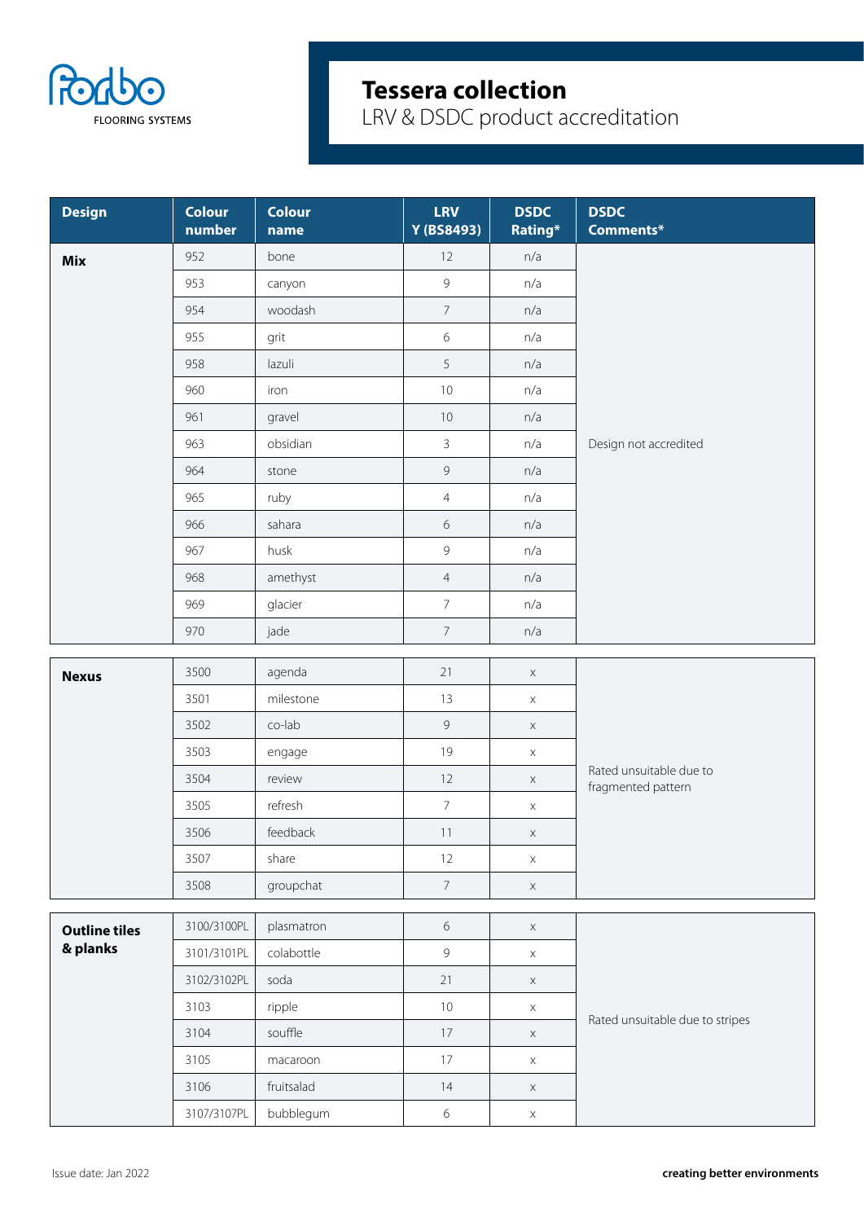# Tessera collection

LRV & DSDC product accreditation

| Design | Colour number | Colour name | LRV Y (BS8493) | DSDC Rating* | DSDC Comments* |
|---|---|---|---|---|---|
| **Mix** | 952 | bone | 12 | n/a | Design not accredited |
| | 953 | canyon | 9 | n/a | |
| | 954 | woodash | 7 | n/a | |
| | 955 | grit | 6 | n/a | |
| | 958 | lazuli | 5 | n/a | |
| | 960 | iron | 10 | n/a | |
| | 961 | gravel | 10 | n/a | |
| | 963 | obsidian | 3 | n/a | |
| | 964 | stone | 9 | n/a | |
| | 965 | ruby | 4 | n/a | |
| | 966 | sahara | 6 | n/a | |
| | 967 | husk | 9 | n/a | |
| | 968 | amethyst | 4 | n/a | |
| | 969 | glacier | 7 | n/a | |
| | 970 | jade | 7 | n/a | |
| **Nexus** | 3500 | agenda | 21 | x | Rated unsuitable due to fragmented pattern |
| | 3501 | milestone | 13 | x | |
| | 3502 | co-lab | 9 | x | |
| | 3503 | engage | 19 | x | |
| | 3504 | review | 12 | x | |
| | 3505 | refresh | 7 | x | |
| | 3506 | feedback | 11 | x | |
| | 3507 | share | 12 | x | |
| | 3508 | groupchat | 7 | x | |
| **Outline tiles & planks** | 3100/3100PL | plasmatron | 6 | x | Rated unsuitable due to stripes |
| | 3101/3101PL | colabottle | 9 | x | |
| | 3102/3102PL | soda | 21 | x | |
| | 3103 | ripple | 10 | x | |
| | 3104 | souffle | 17 | x | |
| | 3105 | macaroon | 17 | x | |
| | 3106 | fruitsalad | 14 | x | |
| | 3107/3107PL | bubblegum | 6 | x | |

Issue date: Jan 2022

**creating better environments**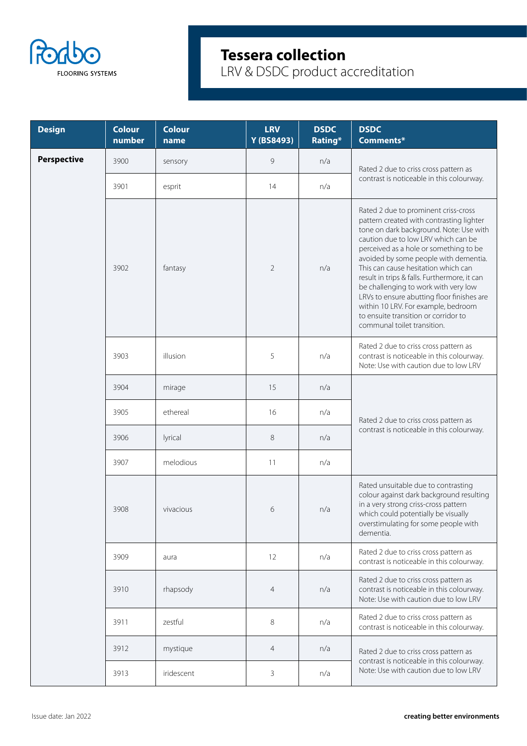# Tessera collection

LRV & DSDC product accreditation

| Design | Colour number | Colour name | LRV Y (BS8493) | DSDC Rating* | DSDC Comments* |
|---|---|---|---|---|---|
| **Perspective** | 3900 | sensory | 9 | n/a | Rated 2 due to criss cross pattern as contrast is noticeable in this colourway. |
| | 3901 | esprit | 14 | n/a | |
| | 3902 | fantasy | 2 | n/a | Rated 2 due to prominent criss-cross pattern created with contrasting lighter tone on dark background. Note: Use with caution due to low LRV which can be perceived as a hole or something to be avoided by some people with dementia. This can cause hesitation which can result in trips & falls. Furthermore, it can be challenging to work with very low LRVs to ensure abutting floor finishes are within 10 LRV. For example, bedroom to ensuite transition or corridor to communal toilet transition. |
| | 3903 | illusion | 5 | n/a | Rated 2 due to criss cross pattern as contrast is noticeable in this colourway. Note: Use with caution due to low LRV |
| | 3904 | mirage | 15 | n/a | Rated 2 due to criss cross pattern as contrast is noticeable in this colourway. |
| | 3905 | ethereal | 16 | n/a | |
| | 3906 | lyrical | 8 | n/a | |
| | 3907 | melodious | 11 | n/a | |
| | 3908 | vivacious | 6 | n/a | Rated unsuitable due to contrasting colour against dark background resulting in a very strong criss-cross pattern which could potentially be visually overstimulating for some people with dementia. |
| | 3909 | aura | 12 | n/a | Rated 2 due to criss cross pattern as contrast is noticeable in this colourway. |
| | 3910 | rhapsody | 4 | n/a | Rated 2 due to criss cross pattern as contrast is noticeable in this colourway. Note: Use with caution due to low LRV |
| | 3911 | zestful | 8 | n/a | Rated 2 due to criss cross pattern as contrast is noticeable in this colourway. |
| | 3912 | mystique | 4 | n/a | Rated 2 due to criss cross pattern as contrast is noticeable in this colourway. Note: Use with caution due to low LRV |
| | 3913 | iridescent | 3 | n/a | |

Issue date: Jan 2022

**creating better environments**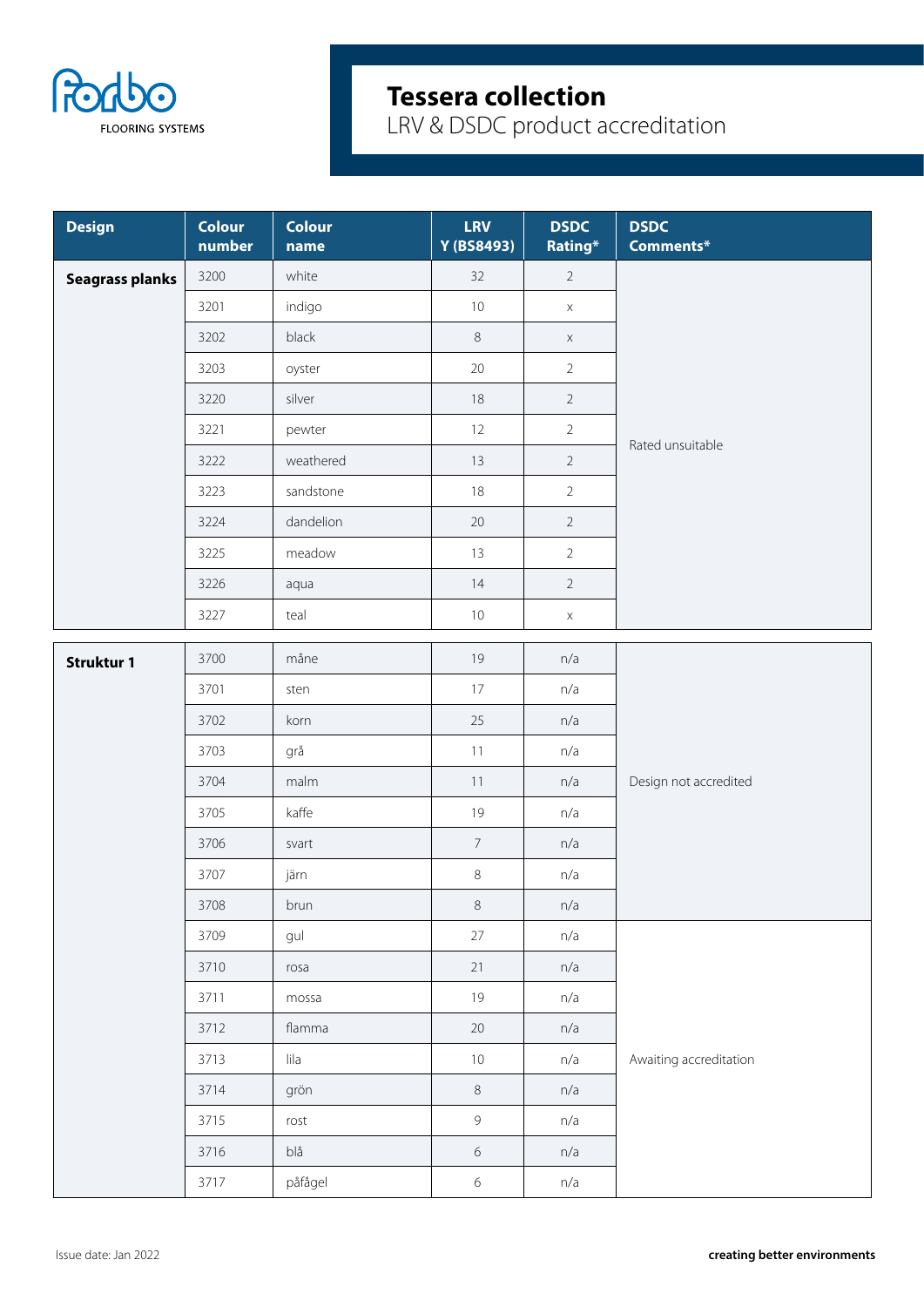# Tessera collection

LRV & DSDC product accreditation

| Design | Colour number | Colour name | LRV Y (BS8493) | DSDC Rating* | DSDC Comments* |
|---|---|---|---|---|---|
| **Seagrass planks** | 3200 | white | 32 | 2 | Rated unsuitable |
| | 3201 | indigo | 10 | x | |
| | 3202 | black | 8 | x | |
| | 3203 | oyster | 20 | 2 | |
| | 3220 | silver | 18 | 2 | |
| | 3221 | pewter | 12 | 2 | |
| | 3222 | weathered | 13 | 2 | |
| | 3223 | sandstone | 18 | 2 | |
| | 3224 | dandelion | 20 | 2 | |
| | 3225 | meadow | 13 | 2 | |
| | 3226 | aqua | 14 | 2 | |
| | 3227 | teal | 10 | x | |
| **Struktur 1** | 3700 | måne | 19 | n/a | Design not accredited |
| | 3701 | sten | 17 | n/a | |
| | 3702 | korn | 25 | n/a | |
| | 3703 | grå | 11 | n/a | |
| | 3704 | malm | 11 | n/a | |
| | 3705 | kaffe | 19 | n/a | |
| | 3706 | svart | 7 | n/a | |
| | 3707 | järn | 8 | n/a | |
| | 3708 | brun | 8 | n/a | |
| | 3709 | gul | 27 | n/a | Awaiting accreditation |
| | 3710 | rosa | 21 | n/a | |
| | 3711 | mossa | 19 | n/a | |
| | 3712 | flamma | 20 | n/a | |
| | 3713 | lila | 10 | n/a | |
| | 3714 | grön | 8 | n/a | |
| | 3715 | rost | 9 | n/a | |
| | 3716 | blå | 6 | n/a | |
| | 3717 | påfågel | 6 | n/a | |

Issue date: Jan 2022

**creating better environments**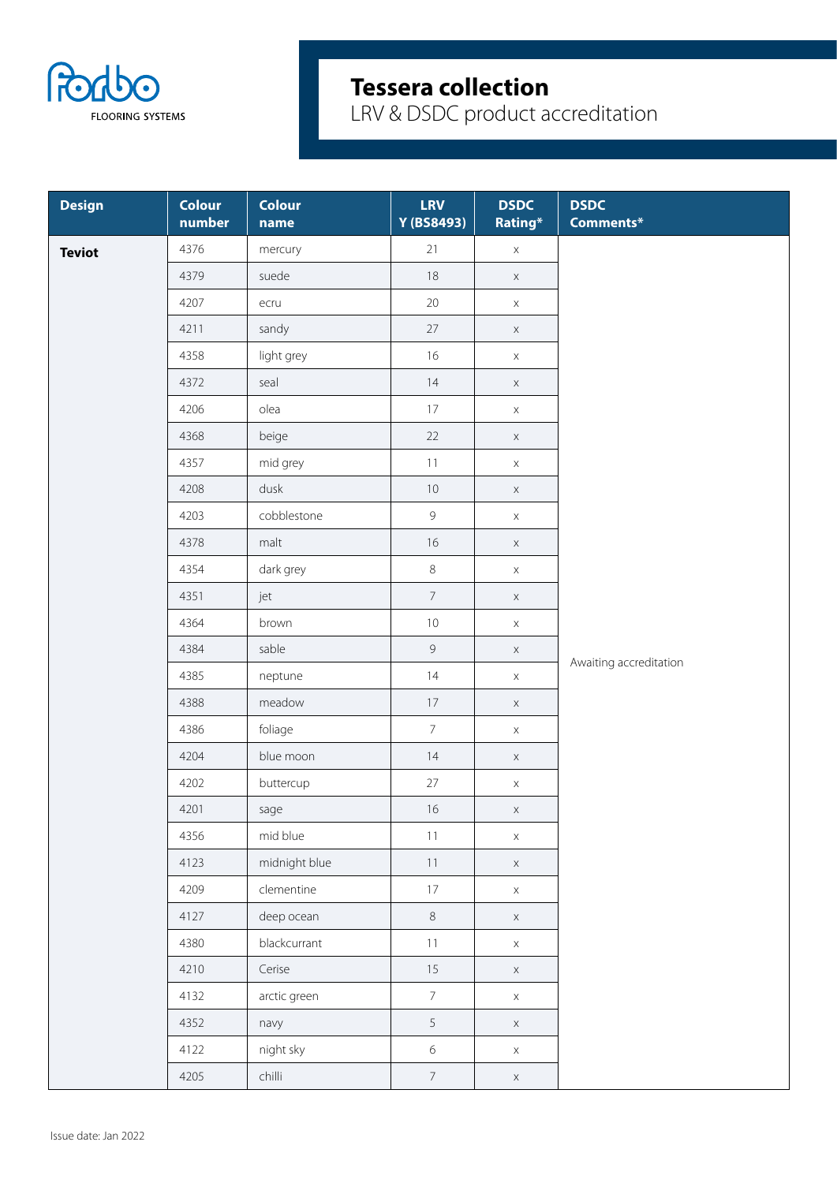# Tessera collection

LRV & DSDC product accreditation

| Design | Colour number | Colour name | LRV Y (BS8493) | DSDC Rating* | DSDC Comments* |
|---|---|---|---|---|---|
| **Teviot** | 4376 | mercury | 21 | x | Awaiting accreditation |
| | 4379 | suede | 18 | x | |
| | 4207 | ecru | 20 | x | |
| | 4211 | sandy | 27 | x | |
| | 4358 | light grey | 16 | x | |
| | 4372 | seal | 14 | x | |
| | 4206 | olea | 17 | x | |
| | 4368 | beige | 22 | x | |
| | 4357 | mid grey | 11 | x | |
| | 4208 | dusk | 10 | x | |
| | 4203 | cobblestone | 9 | x | |
| | 4378 | malt | 16 | x | |
| | 4354 | dark grey | 8 | x | |
| | 4351 | jet | 7 | x | |
| | 4364 | brown | 10 | x | |
| | 4384 | sable | 9 | x | |
| | 4385 | neptune | 14 | x | |
| | 4388 | meadow | 17 | x | |
| | 4386 | foliage | 7 | x | |
| | 4204 | blue moon | 14 | x | |
| | 4202 | buttercup | 27 | x | |
| | 4201 | sage | 16 | x | |
| | 4356 | mid blue | 11 | x | |
| | 4123 | midnight blue | 11 | x | |
| | 4209 | clementine | 17 | x | |
| | 4127 | deep ocean | 8 | x | |
| | 4380 | blackcurrant | 11 | x | |
| | 4210 | Cerise | 15 | x | |
| | 4132 | arctic green | 7 | x | |
| | 4352 | navy | 5 | x | |
| | 4122 | night sky | 6 | x | |
| | 4205 | chilli | 7 | x | |

Issue date: Jan 2022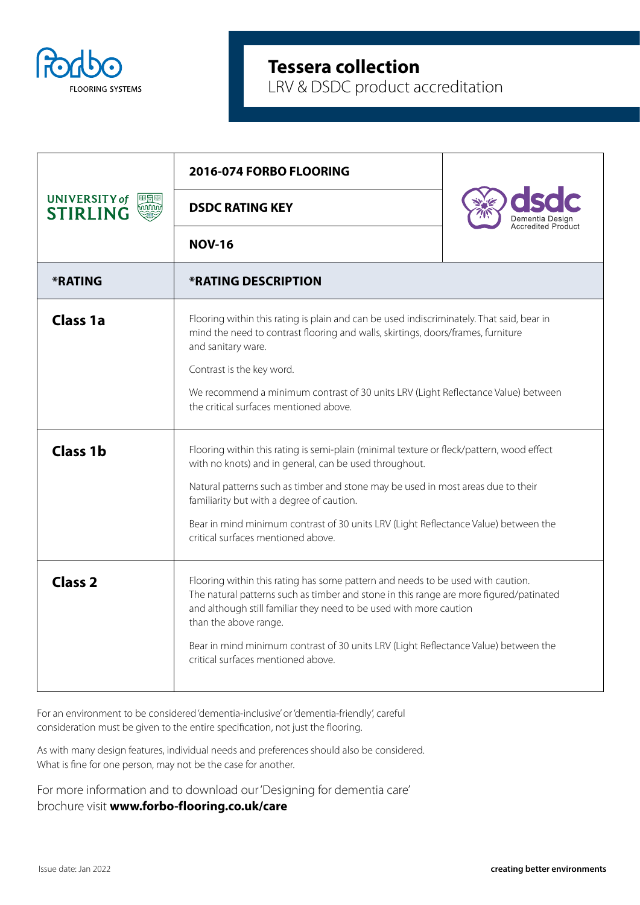FLOORING SYSTEMS

# Tessera collection

LRV & DSDC product accreditation

| UNIVERSITY of STIRLING | 2016-074 FORBO FLOORING | dsdc Dementia Design Accredited Product |
|---|---|---|
| | DSDC RATING KEY | |
| | NOV-16 | |

| *RATING | *RATING DESCRIPTION |
|---|---|
| **Class 1a** | Flooring within this rating is plain and can be used indiscriminately. That said, bear in mind the need to contrast flooring and walls, skirtings, doors/frames, furniture and sanitary ware.<br><br>Contrast is the key word.<br><br>We recommend a minimum contrast of 30 units LRV (Light Reflectance Value) between the critical surfaces mentioned above. |
| **Class 1b** | Flooring within this rating is semi-plain (minimal texture or fleck/pattern, wood effect with no knots) and in general, can be used throughout.<br><br>Natural patterns such as timber and stone may be used in most areas due to their familiarity but with a degree of caution.<br><br>Bear in mind minimum contrast of 30 units LRV (Light Reflectance Value) between the critical surfaces mentioned above. |
| **Class 2** | Flooring within this rating has some pattern and needs to be used with caution. The natural patterns such as timber and stone in this range are more figured/patinated and although still familiar they need to be used with more caution than the above range.<br><br>Bear in mind minimum contrast of 30 units LRV (Light Reflectance Value) between the critical surfaces mentioned above. |

For an environment to be considered 'dementia-inclusive' or 'dementia-friendly', careful consideration must be given to the entire specification, not just the flooring.

As with many design features, individual needs and preferences should also be considered. What is fine for one person, may not be the case for another.

For more information and to download our 'Designing for dementia care' brochure visit **www.forbo-flooring.co.uk/care**

Issue date: Jan 2022

**creating better environments**